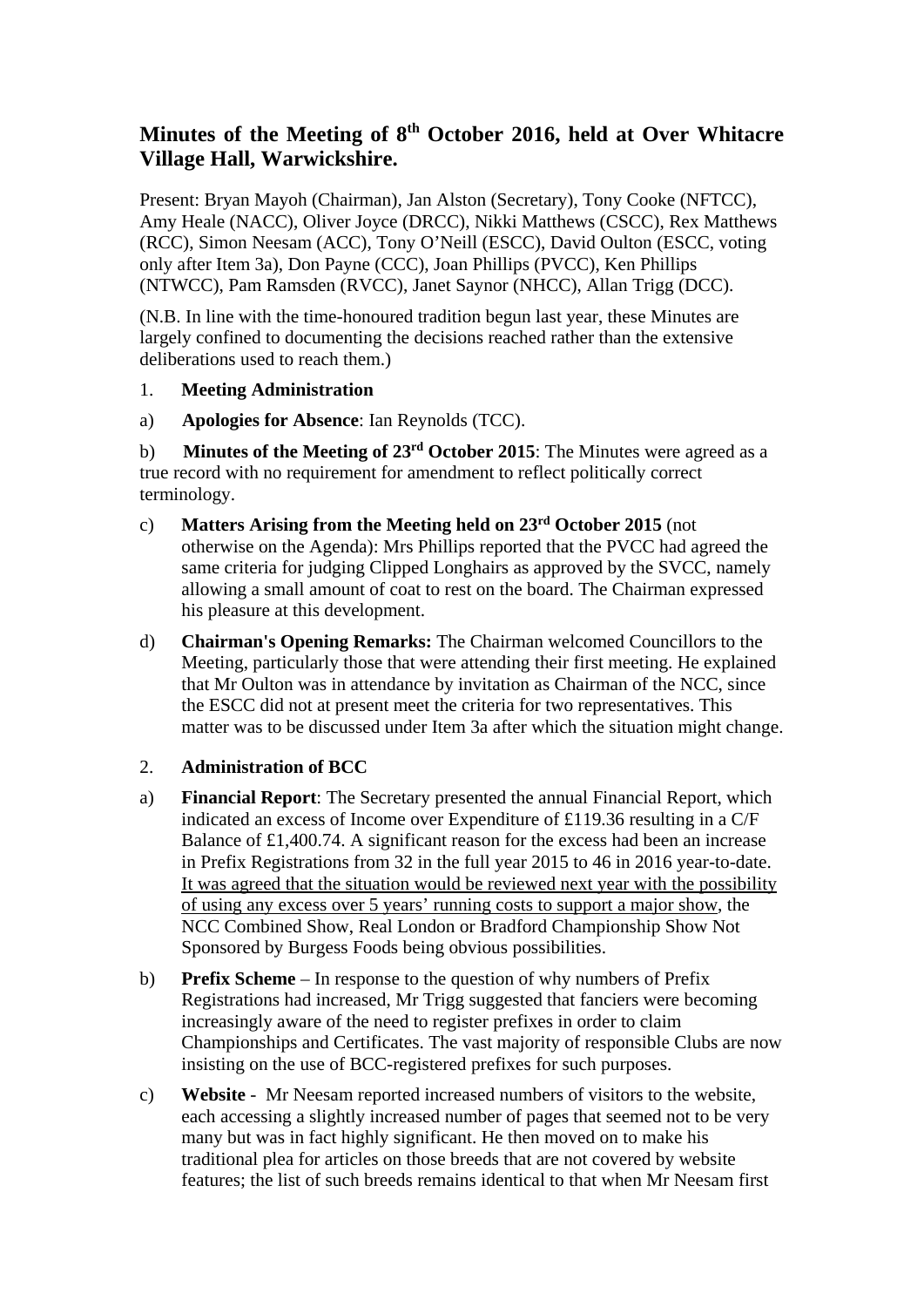# Minutes of the Meeting of 8th October 2016, held at Over Whitacre Village Hall, Warwickshire.

Present: Bryan Mayoh (Chairman), Jan Alston (Secretary), Tony Cooke (NFTCC), Amy Heale (NACC), Oliver Joyce (DRCC), Nikki Matthews (CSCC), Rex Matthews (RCC), Simon Neesam (ACC), Tony O'Neill (ESCC), David Oulton (ESCC, voting only after Item 3a), Don Payne (CCC), Joan Phillips (PVCC), Ken Phillips (NTWCC), Pam Ramsden (RVCC), Janet Saynor (NHCC), Allan Trigg (DCC).

(N.B. In line with the time-honoured tradition begun last year, these Minutes are largely confined to documenting the decisions reached rather than the extensive deliberations used to reach them.)

1. **Meeting Administration**

a) **Apologies for Absence**: Ian Reynolds (TCC).

b) **Minutes of the Meeting of 23rd October 2015**: The Minutes were agreed as a true record with no requirement for amendment to reflect politically correct terminology.

c) **Matters Arising from the Meeting held on 23rd October 2015** (not otherwise on the Agenda): Mrs Phillips reported that the PVCC had agreed the same criteria for judging Clipped Longhairs as approved by the SVCC, namely allowing a small amount of coat to rest on the board. The Chairman expressed his pleasure at this development.

d) **Chairman's Opening Remarks:** The Chairman welcomed Councillors to the Meeting, particularly those that were attending their first meeting. He explained that Mr Oulton was in attendance by invitation as Chairman of the NCC, since the ESCC did not at present meet the criteria for two representatives. This matter was to be discussed under Item 3a after which the situation might change.

2. **Administration of BCC**

a) **Financial Report**: The Secretary presented the annual Financial Report, which indicated an excess of Income over Expenditure of £119.36 resulting in a C/F Balance of £1,400.74. A significant reason for the excess had been an increase in Prefix Registrations from 32 in the full year 2015 to 46 in 2016 year-to-date. <u>It was agreed that the situation would be reviewed next year with the possibility of using any excess over 5 years' running costs to support a major show</u>, the NCC Combined Show, Real London or Bradford Championship Show Not Sponsored by Burgess Foods being obvious possibilities.

b) **Prefix Scheme** – In response to the question of why numbers of Prefix Registrations had increased, Mr Trigg suggested that fanciers were becoming increasingly aware of the need to register prefixes in order to claim Championships and Certificates. The vast majority of responsible Clubs are now insisting on the use of BCC-registered prefixes for such purposes.

c) **Website** - Mr Neesam reported increased numbers of visitors to the website, each accessing a slightly increased number of pages that seemed not to be very many but was in fact highly significant. He then moved on to make his traditional plea for articles on those breeds that are not covered by website features; the list of such breeds remains identical to that when Mr Neesam first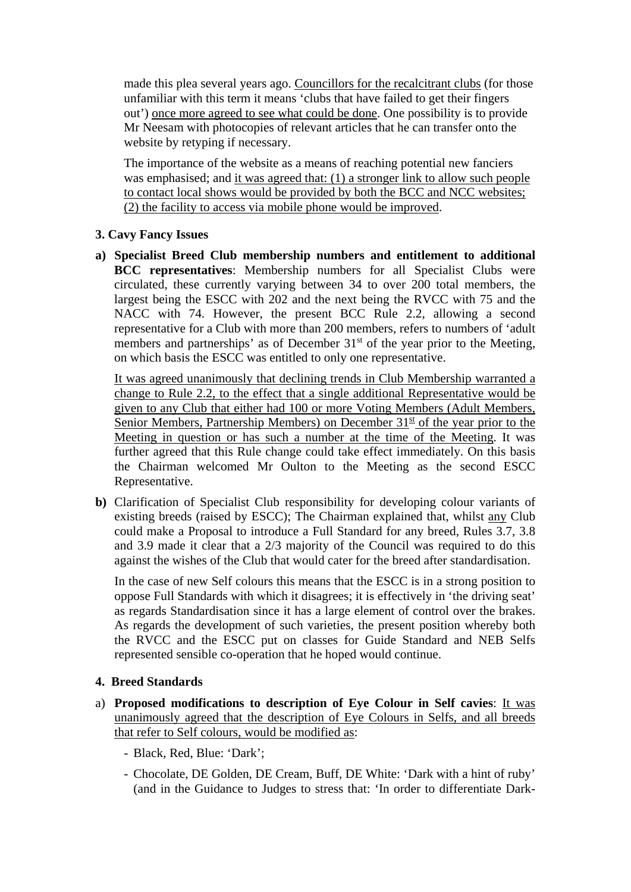made this plea several years ago. <u>Councillors for the recalcitrant clubs</u> (for those unfamiliar with this term it means 'clubs that have failed to get their fingers out') <u>once more agreed to see what could be done</u>. One possibility is to provide Mr Neesam with photocopies of relevant articles that he can transfer onto the website by retyping if necessary.

The importance of the website as a means of reaching potential new fanciers was emphasised; and <u>it was agreed that: (1) a stronger link to allow such people to contact local shows would be provided by both the BCC and NCC websites; (2) the facility to access via mobile phone would be improved</u>.

### 3. Cavy Fancy Issues

**a) Specialist Breed Club membership numbers and entitlement to additional BCC representatives**: Membership numbers for all Specialist Clubs were circulated, these currently varying between 34 to over 200 total members, the largest being the ESCC with 202 and the next being the RVCC with 75 and the NACC with 74. However, the present BCC Rule 2.2, allowing a second representative for a Club with more than 200 members, refers to numbers of 'adult members and partnerships' as of December 31st of the year prior to the Meeting, on which basis the ESCC was entitled to only one representative.

<u>It was agreed unanimously that declining trends in Club Membership warranted a change to Rule 2.2, to the effect that a single additional Representative would be given to any Club that either had 100 or more Voting Members (Adult Members, Senior Members, Partnership Members) on December 31st of the year prior to the Meeting in question or has such a number at the time of the Meeting</u>. It was further agreed that this Rule change could take effect immediately. On this basis the Chairman welcomed Mr Oulton to the Meeting as the second ESCC Representative.

**b)** Clarification of Specialist Club responsibility for developing colour variants of existing breeds (raised by ESCC); The Chairman explained that, whilst <u>any</u> Club could make a Proposal to introduce a Full Standard for any breed, Rules 3.7, 3.8 and 3.9 made it clear that a 2/3 majority of the Council was required to do this against the wishes of the Club that would cater for the breed after standardisation.

In the case of new Self colours this means that the ESCC is in a strong position to oppose Full Standards with which it disagrees; it is effectively in 'the driving seat' as regards Standardisation since it has a large element of control over the brakes. As regards the development of such varieties, the present position whereby both the RVCC and the ESCC put on classes for Guide Standard and NEB Selfs represented sensible co-operation that he hoped would continue.

### 4. Breed Standards

a) **Proposed modifications to description of Eye Colour in Self cavies**: <u>It was unanimously agreed that the description of Eye Colours in Selfs, and all breeds that refer to Self colours, would be modified as</u>:

- Black, Red, Blue: 'Dark';
- Chocolate, DE Golden, DE Cream, Buff, DE White: 'Dark with a hint of ruby' (and in the Guidance to Judges to stress that: 'In order to differentiate Dark-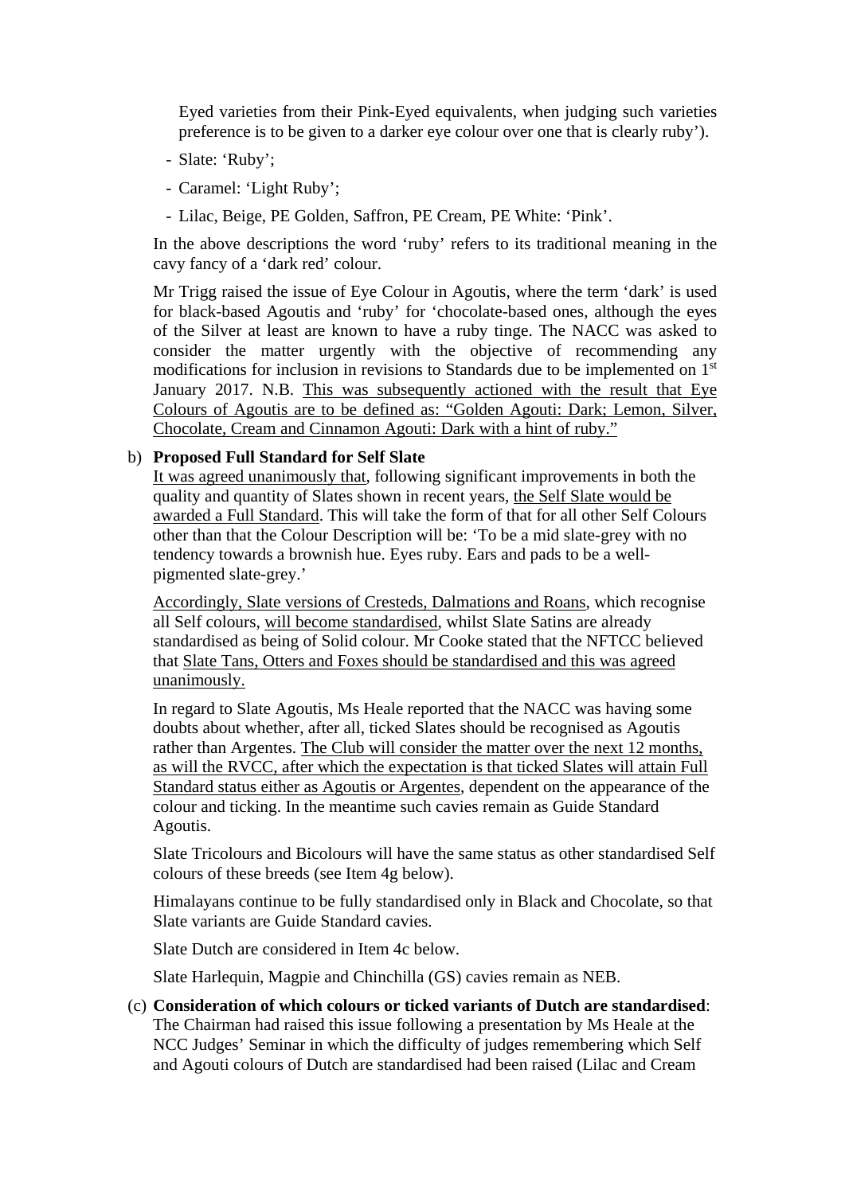Eyed varieties from their Pink-Eyed equivalents, when judging such varieties preference is to be given to a darker eye colour over one that is clearly ruby').

- Slate: 'Ruby';
- Caramel: 'Light Ruby';
- Lilac, Beige, PE Golden, Saffron, PE Cream, PE White: 'Pink'.

In the above descriptions the word 'ruby' refers to its traditional meaning in the cavy fancy of a 'dark red' colour.

Mr Trigg raised the issue of Eye Colour in Agoutis, where the term 'dark' is used for black-based Agoutis and 'ruby' for 'chocolate-based ones, although the eyes of the Silver at least are known to have a ruby tinge. The NACC was asked to consider the matter urgently with the objective of recommending any modifications for inclusion in revisions to Standards due to be implemented on 1st January 2017. N.B. <u>This was subsequently actioned with the result that Eye Colours of Agoutis are to be defined as: "Golden Agouti: Dark; Lemon, Silver, Chocolate, Cream and Cinnamon Agouti: Dark with a hint of ruby."</u>

b) **Proposed Full Standard for Self Slate**

<u>It was agreed unanimously that</u>, following significant improvements in both the quality and quantity of Slates shown in recent years, <u>the Self Slate would be awarded a Full Standard</u>. This will take the form of that for all other Self Colours other than that the Colour Description will be: 'To be a mid slate-grey with no tendency towards a brownish hue. Eyes ruby. Ears and pads to be a well-pigmented slate-grey.'

<u>Accordingly, Slate versions of Cresteds, Dalmations and Roans</u>, which recognise all Self colours, <u>will become standardised</u>, whilst Slate Satins are already standardised as being of Solid colour. Mr Cooke stated that the NFTCC believed that <u>Slate Tans, Otters and Foxes should be standardised and this was agreed unanimously.</u>

In regard to Slate Agoutis, Ms Heale reported that the NACC was having some doubts about whether, after all, ticked Slates should be recognised as Agoutis rather than Argentes. <u>The Club will consider the matter over the next 12 months, as will the RVCC, after which the expectation is that ticked Slates will attain Full Standard status either as Agoutis or Argentes</u>, dependent on the appearance of the colour and ticking. In the meantime such cavies remain as Guide Standard Agoutis.

Slate Tricolours and Bicolours will have the same status as other standardised Self colours of these breeds (see Item 4g below).

Himalayans continue to be fully standardised only in Black and Chocolate, so that Slate variants are Guide Standard cavies.

Slate Dutch are considered in Item 4c below.

Slate Harlequin, Magpie and Chinchilla (GS) cavies remain as NEB.

(c) **Consideration of which colours or ticked variants of Dutch are standardised**: The Chairman had raised this issue following a presentation by Ms Heale at the NCC Judges' Seminar in which the difficulty of judges remembering which Self and Agouti colours of Dutch are standardised had been raised (Lilac and Cream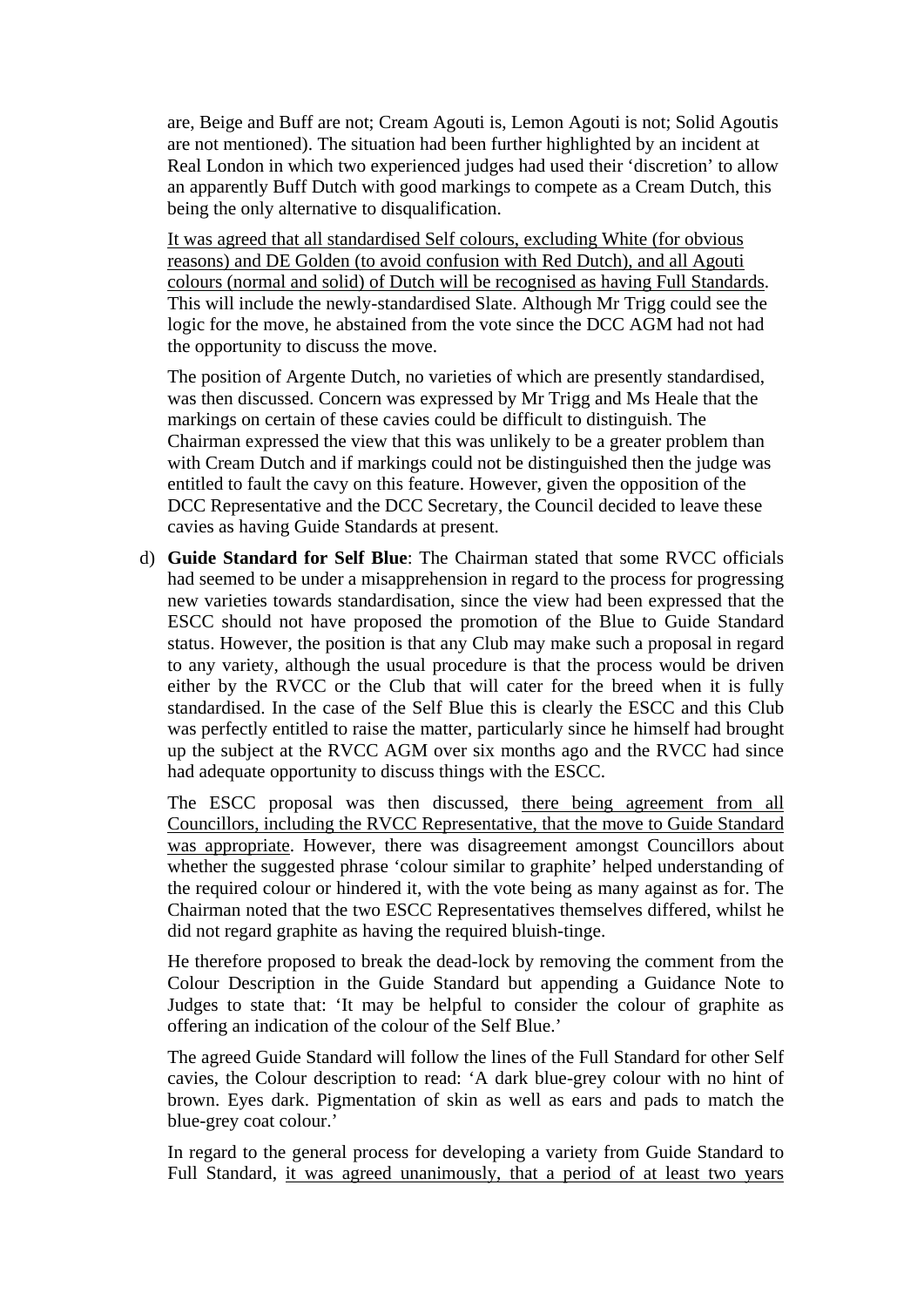are, Beige and Buff are not; Cream Agouti is, Lemon Agouti is not; Solid Agoutis are not mentioned). The situation had been further highlighted by an incident at Real London in which two experienced judges had used their 'discretion' to allow an apparently Buff Dutch with good markings to compete as a Cream Dutch, this being the only alternative to disqualification.

<u>It was agreed that all standardised Self colours, excluding White (for obvious reasons) and DE Golden (to avoid confusion with Red Dutch), and all Agouti colours (normal and solid) of Dutch will be recognised as having Full Standards</u>. This will include the newly-standardised Slate. Although Mr Trigg could see the logic for the move, he abstained from the vote since the DCC AGM had not had the opportunity to discuss the move.

The position of Argente Dutch, no varieties of which are presently standardised, was then discussed. Concern was expressed by Mr Trigg and Ms Heale that the markings on certain of these cavies could be difficult to distinguish. The Chairman expressed the view that this was unlikely to be a greater problem than with Cream Dutch and if markings could not be distinguished then the judge was entitled to fault the cavy on this feature. However, given the opposition of the DCC Representative and the DCC Secretary, the Council decided to leave these cavies as having Guide Standards at present.

d) **Guide Standard for Self Blue**: The Chairman stated that some RVCC officials had seemed to be under a misapprehension in regard to the process for progressing new varieties towards standardisation, since the view had been expressed that the ESCC should not have proposed the promotion of the Blue to Guide Standard status. However, the position is that any Club may make such a proposal in regard to any variety, although the usual procedure is that the process would be driven either by the RVCC or the Club that will cater for the breed when it is fully standardised. In the case of the Self Blue this is clearly the ESCC and this Club was perfectly entitled to raise the matter, particularly since he himself had brought up the subject at the RVCC AGM over six months ago and the RVCC had since had adequate opportunity to discuss things with the ESCC.

The ESCC proposal was then discussed, <u>there being agreement from all Councillors, including the RVCC Representative, that the move to Guide Standard was appropriate</u>. However, there was disagreement amongst Councillors about whether the suggested phrase 'colour similar to graphite' helped understanding of the required colour or hindered it, with the vote being as many against as for. The Chairman noted that the two ESCC Representatives themselves differed, whilst he did not regard graphite as having the required bluish-tinge.

He therefore proposed to break the dead-lock by removing the comment from the Colour Description in the Guide Standard but appending a Guidance Note to Judges to state that: 'It may be helpful to consider the colour of graphite as offering an indication of the colour of the Self Blue.'

The agreed Guide Standard will follow the lines of the Full Standard for other Self cavies, the Colour description to read: 'A dark blue-grey colour with no hint of brown. Eyes dark. Pigmentation of skin as well as ears and pads to match the blue-grey coat colour.'

In regard to the general process for developing a variety from Guide Standard to Full Standard, <u>it was agreed unanimously, that a period of at least two years</u>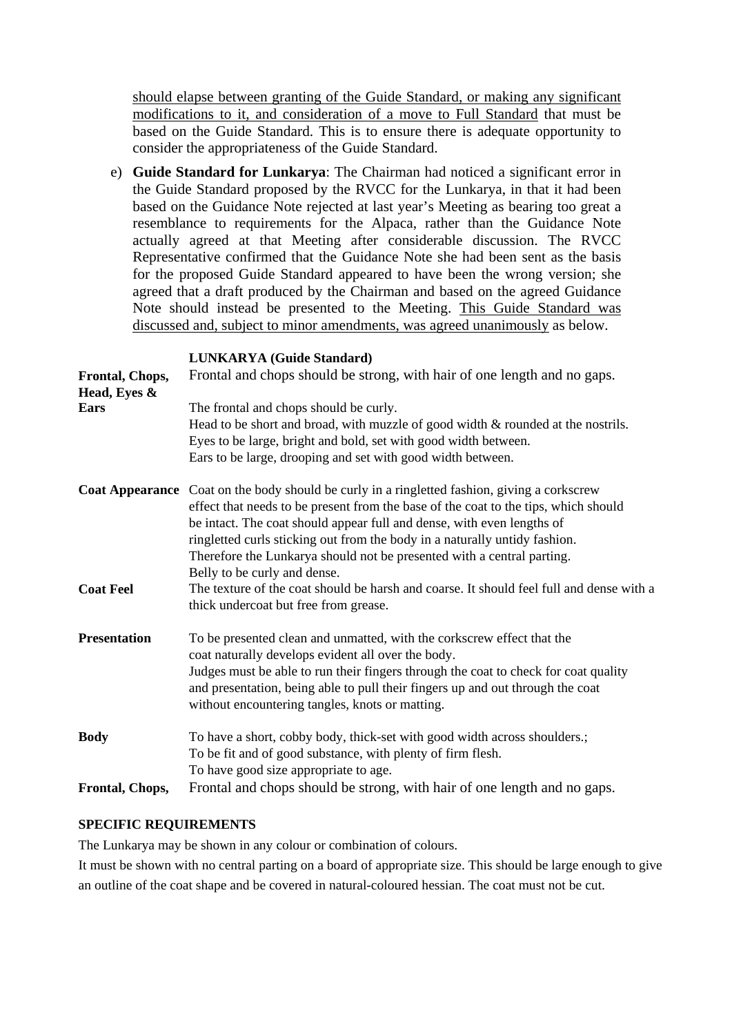should elapse between granting of the Guide Standard, or making any significant modifications to it, and consideration of a move to Full Standard that must be based on the Guide Standard. This is to ensure there is adequate opportunity to consider the appropriateness of the Guide Standard.

e) **Guide Standard for Lunkarya**: The Chairman had noticed a significant error in the Guide Standard proposed by the RVCC for the Lunkarya, in that it had been based on the Guidance Note rejected at last year's Meeting as bearing too great a resemblance to requirements for the Alpaca, rather than the Guidance Note actually agreed at that Meeting after considerable discussion. The RVCC Representative confirmed that the Guidance Note she had been sent as the basis for the proposed Guide Standard appeared to have been the wrong version; she agreed that a draft produced by the Chairman and based on the agreed Guidance Note should instead be presented to the Meeting. This Guide Standard was discussed and, subject to minor amendments, was agreed unanimously as below.

**LUNKARYA (Guide Standard)**

| | |
|---|---|
| **Frontal, Chops, Head, Eyes & Ears** | Frontal and chops should be strong, with hair of one length and no gaps.<br>The frontal and chops should be curly.<br>Head to be short and broad, with muzzle of good width & rounded at the nostrils.<br>Eyes to be large, bright and bold, set with good width between.<br>Ears to be large, drooping and set with good width between. |
| **Coat Appearance** | Coat on the body should be curly in a ringletted fashion, giving a corkscrew effect that needs to be present from the base of the coat to the tips, which should be intact. The coat should appear full and dense, with even lengths of ringletted curls sticking out from the body in a naturally untidy fashion. Therefore the Lunkarya should not be presented with a central parting.<br>Belly to be curly and dense. |
| **Coat Feel** | The texture of the coat should be harsh and coarse. It should feel full and dense with a thick undercoat but free from grease. |
| **Presentation** | To be presented clean and unmatted, with the corkscrew effect that the coat naturally develops evident all over the body.<br>Judges must be able to run their fingers through the coat to check for coat quality and presentation, being able to pull their fingers up and out through the coat without encountering tangles, knots or matting. |
| **Body** | To have a short, cobby body, thick-set with good width across shoulders.;<br>To be fit and of good substance, with plenty of firm flesh.<br>To have good size appropriate to age. |
| **Frontal, Chops,** | Frontal and chops should be strong, with hair of one length and no gaps. |

**SPECIFIC REQUIREMENTS**

The Lunkarya may be shown in any colour or combination of colours.

It must be shown with no central parting on a board of appropriate size. This should be large enough to give an outline of the coat shape and be covered in natural-coloured hessian. The coat must not be cut.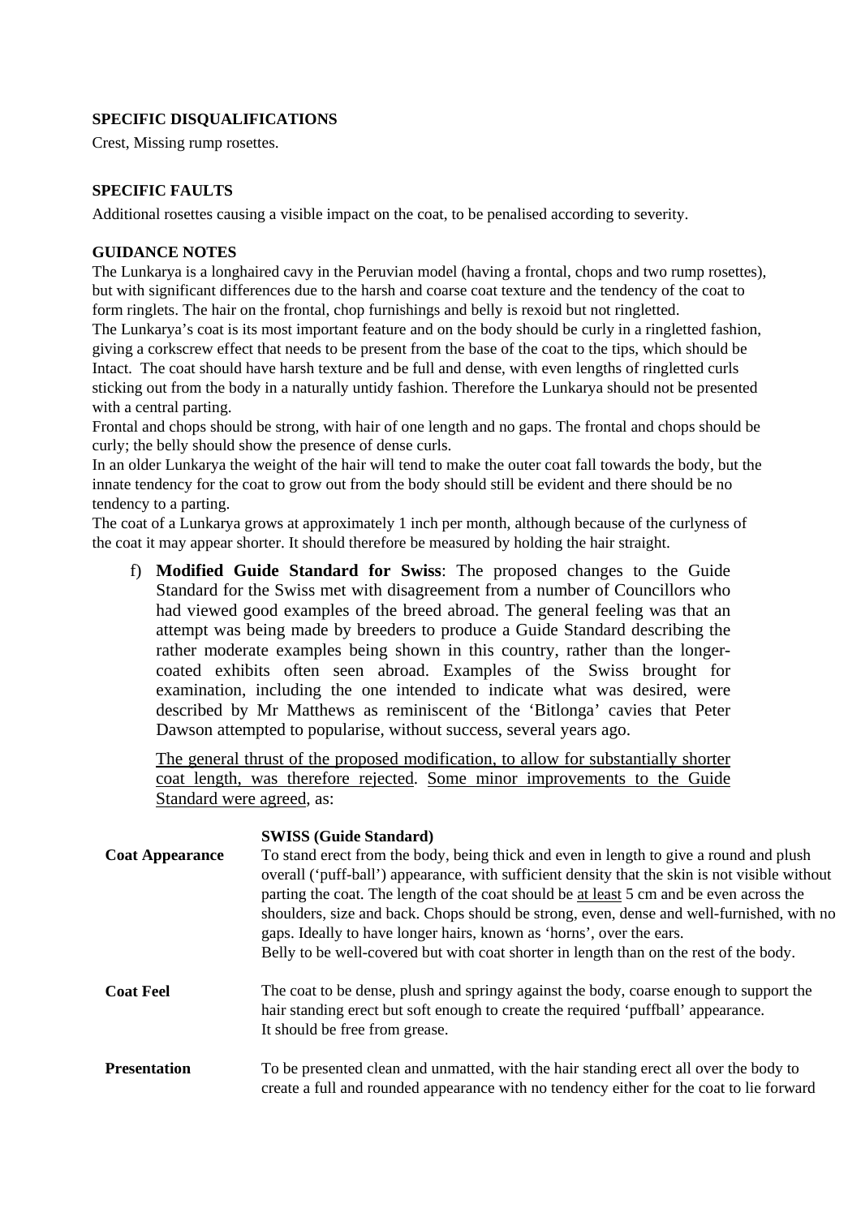**SPECIFIC DISQUALIFICATIONS**

Crest, Missing rump rosettes.

**SPECIFIC FAULTS**

Additional rosettes causing a visible impact on the coat, to be penalised according to severity.

**GUIDANCE NOTES**

The Lunkarya is a longhaired cavy in the Peruvian model (having a frontal, chops and two rump rosettes), but with significant differences due to the harsh and coarse coat texture and the tendency of the coat to form ringlets. The hair on the frontal, chop furnishings and belly is rexoid but not ringletted.

The Lunkarya's coat is its most important feature and on the body should be curly in a ringletted fashion, giving a corkscrew effect that needs to be present from the base of the coat to the tips, which should be Intact. The coat should have harsh texture and be full and dense, with even lengths of ringletted curls sticking out from the body in a naturally untidy fashion. Therefore the Lunkarya should not be presented with a central parting.

Frontal and chops should be strong, with hair of one length and no gaps. The frontal and chops should be curly; the belly should show the presence of dense curls.

In an older Lunkarya the weight of the hair will tend to make the outer coat fall towards the body, but the innate tendency for the coat to grow out from the body should still be evident and there should be no tendency to a parting.

The coat of a Lunkarya grows at approximately 1 inch per month, although because of the curlyness of the coat it may appear shorter. It should therefore be measured by holding the hair straight.

f) **Modified Guide Standard for Swiss**: The proposed changes to the Guide Standard for the Swiss met with disagreement from a number of Councillors who had viewed good examples of the breed abroad. The general feeling was that an attempt was being made by breeders to produce a Guide Standard describing the rather moderate examples being shown in this country, rather than the longer-coated exhibits often seen abroad. Examples of the Swiss brought for examination, including the one intended to indicate what was desired, were described by Mr Matthews as reminiscent of the 'Bitlonga' cavies that Peter Dawson attempted to popularise, without success, several years ago.

<u>The general thrust of the proposed modification, to allow for substantially shorter coat length, was therefore rejected</u>. <u>Some minor improvements to the Guide Standard were agreed</u>, as:

**SWISS (Guide Standard)**

**Coat Appearance** — To stand erect from the body, being thick and even in length to give a round and plush overall ('puff-ball') appearance, with sufficient density that the skin is not visible without parting the coat. The length of the coat should be <u>at least</u> 5 cm and be even across the shoulders, size and back. Chops should be strong, even, dense and well-furnished, with no gaps. Ideally to have longer hairs, known as 'horns', over the ears.
Belly to be well-covered but with coat shorter in length than on the rest of the body.

**Coat Feel** — The coat to be dense, plush and springy against the body, coarse enough to support the hair standing erect but soft enough to create the required 'puffball' appearance.
It should be free from grease.

**Presentation** — To be presented clean and unmatted, with the hair standing erect all over the body to create a full and rounded appearance with no tendency either for the coat to lie forward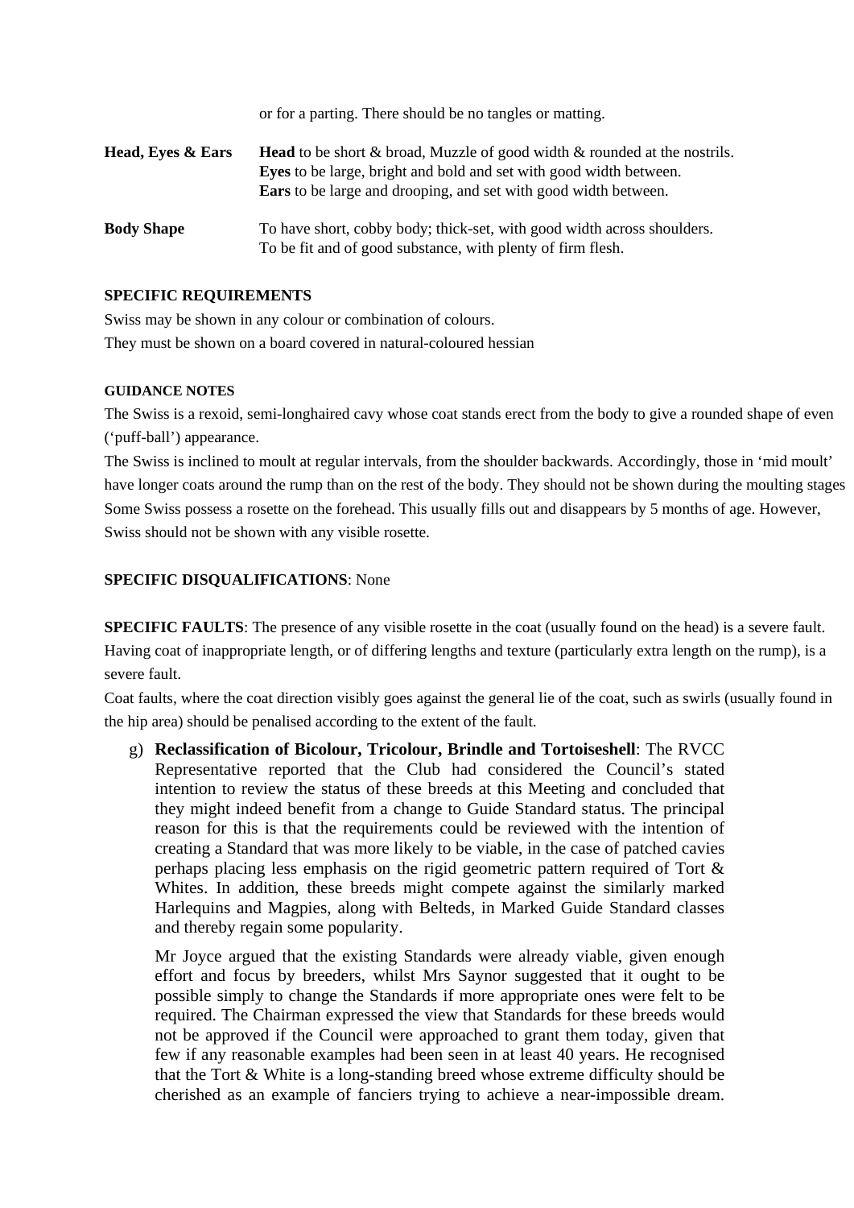or for a parting. There should be no tangles or matting.

| | |
|---|---|
| **Head, Eyes & Ears** | **Head** to be short & broad, Muzzle of good width & rounded at the nostrils. **Eyes** to be large, bright and bold and set with good width between. **Ears** to be large and drooping, and set with good width between. |
| **Body Shape** | To have short, cobby body; thick-set, with good width across shoulders. To be fit and of good substance, with plenty of firm flesh. |

**SPECIFIC REQUIREMENTS**

Swiss may be shown in any colour or combination of colours.
They must be shown on a board covered in natural-coloured hessian

**GUIDANCE NOTES**

The Swiss is a rexoid, semi-longhaired cavy whose coat stands erect from the body to give a rounded shape of even ('puff-ball') appearance.
The Swiss is inclined to moult at regular intervals, from the shoulder backwards. Accordingly, those in 'mid moult' have longer coats around the rump than on the rest of the body. They should not be shown during the moulting stages
Some Swiss possess a rosette on the forehead. This usually fills out and disappears by 5 months of age. However, Swiss should not be shown with any visible rosette.

**SPECIFIC DISQUALIFICATIONS**: None

**SPECIFIC FAULTS**: The presence of any visible rosette in the coat (usually found on the head) is a severe fault. Having coat of inappropriate length, or of differing lengths and texture (particularly extra length on the rump), is a severe fault.
Coat faults, where the coat direction visibly goes against the general lie of the coat, such as swirls (usually found in the hip area) should be penalised according to the extent of the fault.

g) **Reclassification of Bicolour, Tricolour, Brindle and Tortoiseshell**: The RVCC Representative reported that the Club had considered the Council's stated intention to review the status of these breeds at this Meeting and concluded that they might indeed benefit from a change to Guide Standard status. The principal reason for this is that the requirements could be reviewed with the intention of creating a Standard that was more likely to be viable, in the case of patched cavies perhaps placing less emphasis on the rigid geometric pattern required of Tort & Whites. In addition, these breeds might compete against the similarly marked Harlequins and Magpies, along with Belteds, in Marked Guide Standard classes and thereby regain some popularity.

   Mr Joyce argued that the existing Standards were already viable, given enough effort and focus by breeders, whilst Mrs Saynor suggested that it ought to be possible simply to change the Standards if more appropriate ones were felt to be required. The Chairman expressed the view that Standards for these breeds would not be approved if the Council were approached to grant them today, given that few if any reasonable examples had been seen in at least 40 years. He recognised that the Tort & White is a long-standing breed whose extreme difficulty should be cherished as an example of fanciers trying to achieve a near-impossible dream.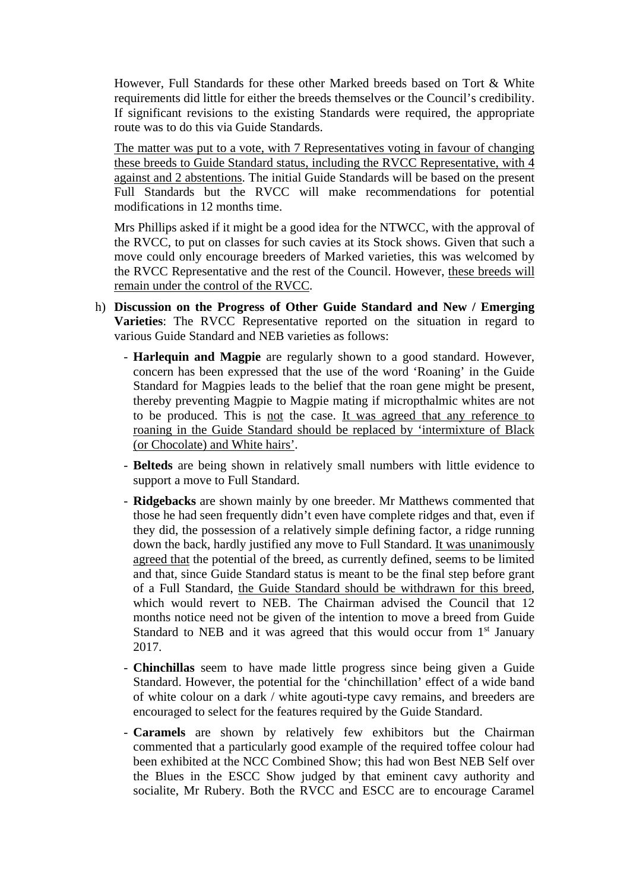However, Full Standards for these other Marked breeds based on Tort & White requirements did little for either the breeds themselves or the Council's credibility. If significant revisions to the existing Standards were required, the appropriate route was to do this via Guide Standards.

<u>The matter was put to a vote, with 7 Representatives voting in favour of changing these breeds to Guide Standard status, including the RVCC Representative, with 4 against and 2 abstentions</u>. The initial Guide Standards will be based on the present Full Standards but the RVCC will make recommendations for potential modifications in 12 months time.

Mrs Phillips asked if it might be a good idea for the NTWCC, with the approval of the RVCC, to put on classes for such cavies at its Stock shows. Given that such a move could only encourage breeders of Marked varieties, this was welcomed by the RVCC Representative and the rest of the Council. However, <u>these breeds will remain under the control of the RVCC</u>.

h) **Discussion on the Progress of Other Guide Standard and New / Emerging Varieties**: The RVCC Representative reported on the situation in regard to various Guide Standard and NEB varieties as follows:

- **Harlequin and Magpie** are regularly shown to a good standard. However, concern has been expressed that the use of the word 'Roaning' in the Guide Standard for Magpies leads to the belief that the roan gene might be present, thereby preventing Magpie to Magpie mating if micropthalmic whites are not to be produced. This is <u>not</u> the case. <u>It was agreed that any reference to roaning in the Guide Standard should be replaced by 'intermixture of Black (or Chocolate) and White hairs'</u>.
- **Belteds** are being shown in relatively small numbers with little evidence to support a move to Full Standard.
- **Ridgebacks** are shown mainly by one breeder. Mr Matthews commented that those he had seen frequently didn't even have complete ridges and that, even if they did, the possession of a relatively simple defining factor, a ridge running down the back, hardly justified any move to Full Standard. <u>It was unanimously agreed that</u> the potential of the breed, as currently defined, seems to be limited and that, since Guide Standard status is meant to be the final step before grant of a Full Standard, <u>the Guide Standard should be withdrawn for this breed</u>, which would revert to NEB. The Chairman advised the Council that 12 months notice need not be given of the intention to move a breed from Guide Standard to NEB and it was agreed that this would occur from 1st January 2017.
- **Chinchillas** seem to have made little progress since being given a Guide Standard. However, the potential for the 'chinchillation' effect of a wide band of white colour on a dark / white agouti-type cavy remains, and breeders are encouraged to select for the features required by the Guide Standard.
- **Caramels** are shown by relatively few exhibitors but the Chairman commented that a particularly good example of the required toffee colour had been exhibited at the NCC Combined Show; this had won Best NEB Self over the Blues in the ESCC Show judged by that eminent cavy authority and socialite, Mr Rubery. Both the RVCC and ESCC are to encourage Caramel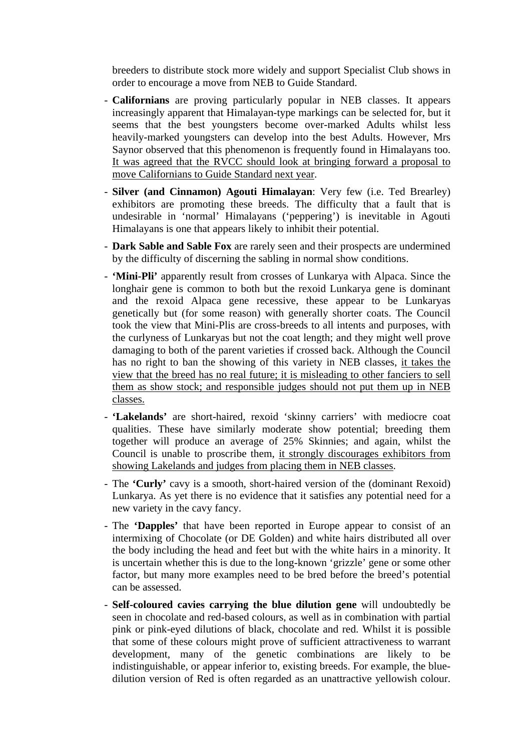breeders to distribute stock more widely and support Specialist Club shows in order to encourage a move from NEB to Guide Standard.

- **Californians** are proving particularly popular in NEB classes. It appears increasingly apparent that Himalayan-type markings can be selected for, but it seems that the best youngsters become over-marked Adults whilst less heavily-marked youngsters can develop into the best Adults. However, Mrs Saynor observed that this phenomenon is frequently found in Himalayans too. <u>It was agreed that the RVCC should look at bringing forward a proposal to move Californians to Guide Standard next year</u>.
- **Silver (and Cinnamon) Agouti Himalayan**: Very few (i.e. Ted Brearley) exhibitors are promoting these breeds. The difficulty that a fault that is undesirable in 'normal' Himalayans ('peppering') is inevitable in Agouti Himalayans is one that appears likely to inhibit their potential.
- **Dark Sable and Sable Fox** are rarely seen and their prospects are undermined by the difficulty of discerning the sabling in normal show conditions.
- **'Mini-Pli'** apparently result from crosses of Lunkarya with Alpaca. Since the longhair gene is common to both but the rexoid Lunkarya gene is dominant and the rexoid Alpaca gene recessive, these appear to be Lunkaryas genetically but (for some reason) with generally shorter coats. The Council took the view that Mini-Plis are cross-breeds to all intents and purposes, with the curlyness of Lunkaryas but not the coat length; and they might well prove damaging to both of the parent varieties if crossed back. Although the Council has no right to ban the showing of this variety in NEB classes, <u>it takes the view that the breed has no real future; it is misleading to other fanciers to sell them as show stock; and responsible judges should not put them up in NEB classes.</u>
- **'Lakelands'** are short-haired, rexoid 'skinny carriers' with mediocre coat qualities. These have similarly moderate show potential; breeding them together will produce an average of 25% Skinnies; and again, whilst the Council is unable to proscribe them, <u>it strongly discourages exhibitors from showing Lakelands and judges from placing them in NEB classes</u>.
- The **'Curly'** cavy is a smooth, short-haired version of the (dominant Rexoid) Lunkarya. As yet there is no evidence that it satisfies any potential need for a new variety in the cavy fancy.
- The **'Dapples'** that have been reported in Europe appear to consist of an intermixing of Chocolate (or DE Golden) and white hairs distributed all over the body including the head and feet but with the white hairs in a minority. It is uncertain whether this is due to the long-known 'grizzle' gene or some other factor, but many more examples need to be bred before the breed's potential can be assessed.
- **Self-coloured cavies carrying the blue dilution gene** will undoubtedly be seen in chocolate and red-based colours, as well as in combination with partial pink or pink-eyed dilutions of black, chocolate and red. Whilst it is possible that some of these colours might prove of sufficient attractiveness to warrant development, many of the genetic combinations are likely to be indistinguishable, or appear inferior to, existing breeds. For example, the blue-dilution version of Red is often regarded as an unattractive yellowish colour.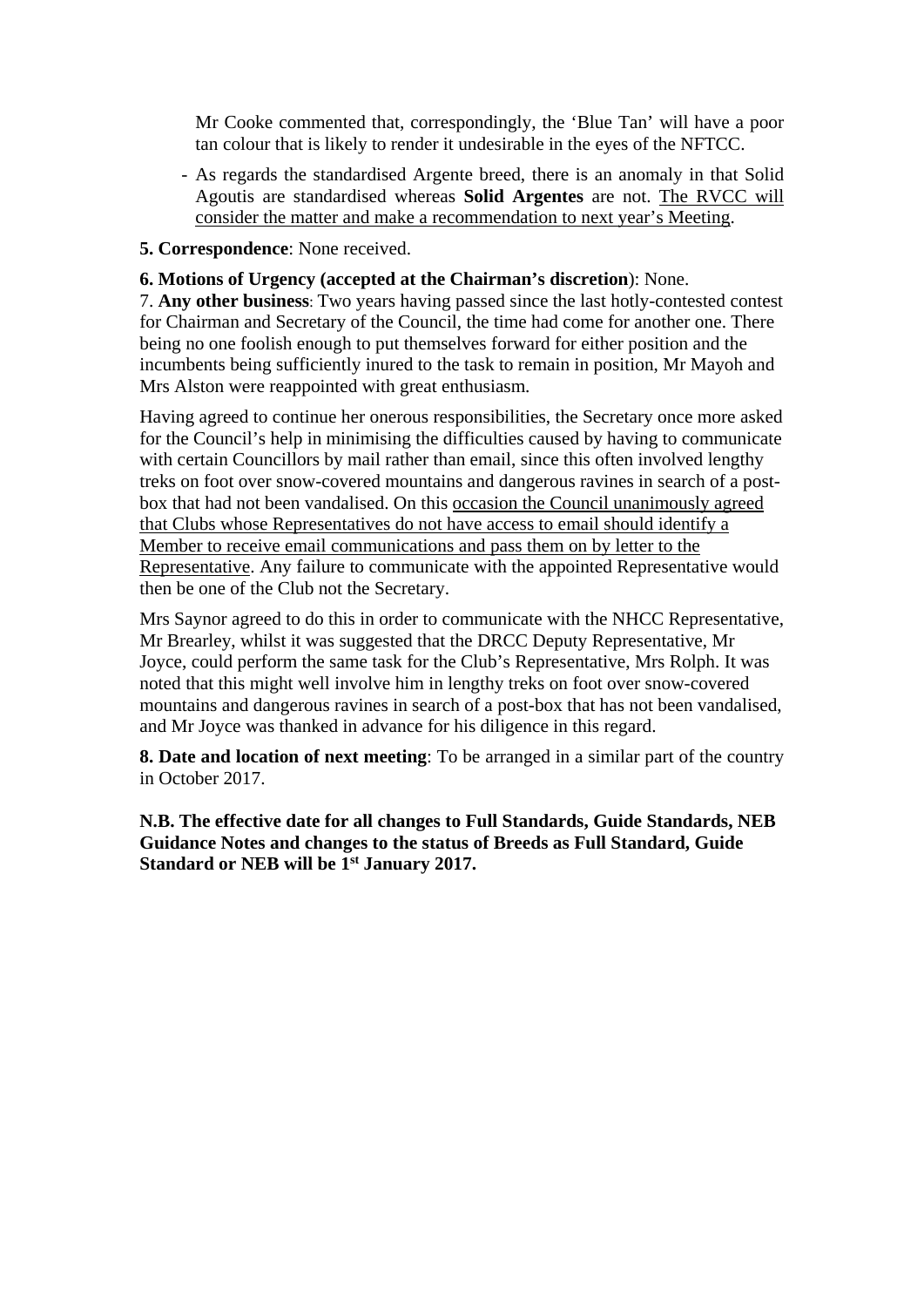Mr Cooke commented that, correspondingly, the 'Blue Tan' will have a poor tan colour that is likely to render it undesirable in the eyes of the NFTCC.

- As regards the standardised Argente breed, there is an anomaly in that Solid Agoutis are standardised whereas **Solid Argentes** are not. The RVCC will consider the matter and make a recommendation to next year's Meeting.

**5. Correspondence**: None received.

**6. Motions of Urgency (accepted at the Chairman's discretion)**: None.

7. **Any other business**: Two years having passed since the last hotly-contested contest for Chairman and Secretary of the Council, the time had come for another one. There being no one foolish enough to put themselves forward for either position and the incumbents being sufficiently inured to the task to remain in position, Mr Mayoh and Mrs Alston were reappointed with great enthusiasm.

Having agreed to continue her onerous responsibilities, the Secretary once more asked for the Council's help in minimising the difficulties caused by having to communicate with certain Councillors by mail rather than email, since this often involved lengthy treks on foot over snow-covered mountains and dangerous ravines in search of a post-box that had not been vandalised. On this occasion the Council unanimously agreed that Clubs whose Representatives do not have access to email should identify a Member to receive email communications and pass them on by letter to the Representative. Any failure to communicate with the appointed Representative would then be one of the Club not the Secretary.

Mrs Saynor agreed to do this in order to communicate with the NHCC Representative, Mr Brearley, whilst it was suggested that the DRCC Deputy Representative, Mr Joyce, could perform the same task for the Club's Representative, Mrs Rolph. It was noted that this might well involve him in lengthy treks on foot over snow-covered mountains and dangerous ravines in search of a post-box that has not been vandalised, and Mr Joyce was thanked in advance for his diligence in this regard.

**8. Date and location of next meeting**: To be arranged in a similar part of the country in October 2017.

**N.B. The effective date for all changes to Full Standards, Guide Standards, NEB Guidance Notes and changes to the status of Breeds as Full Standard, Guide Standard or NEB will be 1st January 2017.**